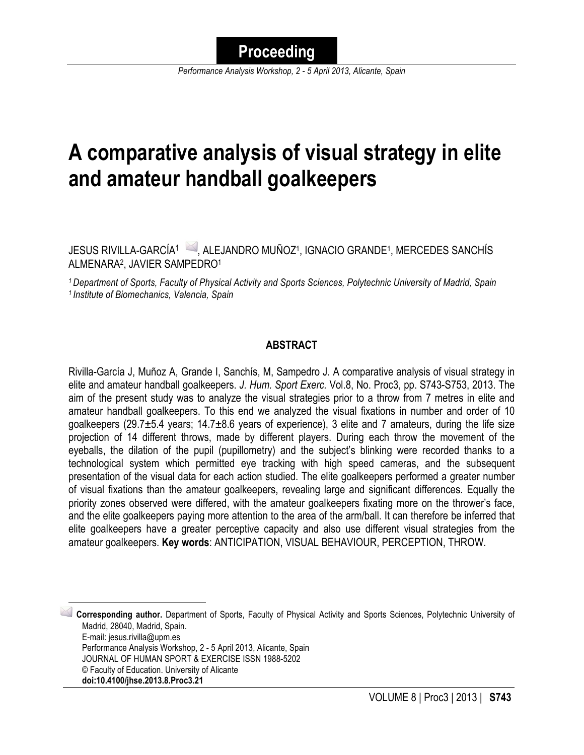**Proceeding**

*Performance Analysis Workshop, 2 - 5 April 2013, Alicante, Spain*

# A comparative analysis of visual strategy in elite and amateur handball goalkeepers

JESUS RIVILLA-GARCÍA[1], ALEJANDRO MUÑOZ[1], IGNACIO GRANDE[1], MERCEDES SANCHÍS ALMENARA[2], JAVIER SAMPEDRO[1]

*[1] Department of Sports, Faculty of Physical Activity and Sports Sciences, Polytechnic University of Madrid, Spain*
*[1] Institute of Biomechanics, Valencia, Spain*

## ABSTRACT

Rivilla-García J, Muñoz A, Grande I, Sanchís, M, Sampedro J. A comparative analysis of visual strategy in elite and amateur handball goalkeepers. *J. Hum. Sport Exerc.* Vol.8, No. Proc3, pp. S743-S753, 2013. The aim of the present study was to analyze the visual strategies prior to a throw from 7 metres in elite and amateur handball goalkeepers. To this end we analyzed the visual fixations in number and order of 10 goalkeepers (29.7±5.4 years; 14.7±8.6 years of experience), 3 elite and 7 amateurs, during the life size projection of 14 different throws, made by different players. During each throw the movement of the eyeballs, the dilation of the pupil (pupillometry) and the subject's blinking were recorded thanks to a technological system which permitted eye tracking with high speed cameras, and the subsequent presentation of the visual data for each action studied. The elite goalkeepers performed a greater number of visual fixations than the amateur goalkeepers, revealing large and significant differences. Equally the priority zones observed were differed, with the amateur goalkeepers fixating more on the thrower's face, and the elite goalkeepers paying more attention to the area of the arm/ball. It can therefore be inferred that elite goalkeepers have a greater perceptive capacity and also use different visual strategies from the amateur goalkeepers. **Key words**: ANTICIPATION, VISUAL BEHAVIOUR, PERCEPTION, THROW.

---

**Corresponding author.** Department of Sports, Faculty of Physical Activity and Sports Sciences, Polytechnic University of Madrid, 28040, Madrid, Spain.
E-mail: jesus.rivilla@upm.es
Performance Analysis Workshop, 2 - 5 April 2013, Alicante, Spain
JOURNAL OF HUMAN SPORT & EXERCISE ISSN 1988-5202
© Faculty of Education. University of Alicante
**doi:10.4100/jhse.2013.8.Proc3.21**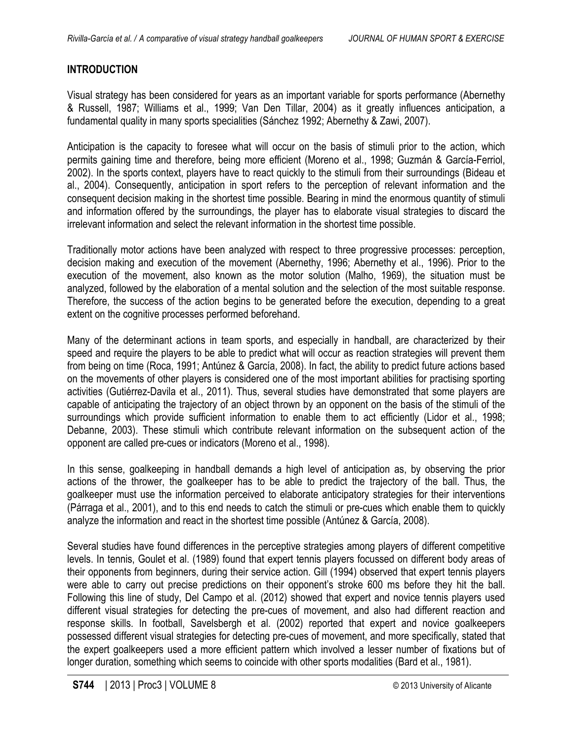## INTRODUCTION

Visual strategy has been considered for years as an important variable for sports performance (Abernethy & Russell, 1987; Williams et al., 1999; Van Den Tillar, 2004) as it greatly influences anticipation, a fundamental quality in many sports specialities (Sánchez 1992; Abernethy & Zawi, 2007).

Anticipation is the capacity to foresee what will occur on the basis of stimuli prior to the action, which permits gaining time and therefore, being more efficient (Moreno et al., 1998; Guzmán & García-Ferriol, 2002). In the sports context, players have to react quickly to the stimuli from their surroundings (Bideau et al., 2004). Consequently, anticipation in sport refers to the perception of relevant information and the consequent decision making in the shortest time possible. Bearing in mind the enormous quantity of stimuli and information offered by the surroundings, the player has to elaborate visual strategies to discard the irrelevant information and select the relevant information in the shortest time possible.

Traditionally motor actions have been analyzed with respect to three progressive processes: perception, decision making and execution of the movement (Abernethy, 1996; Abernethy et al., 1996). Prior to the execution of the movement, also known as the motor solution (Malho, 1969), the situation must be analyzed, followed by the elaboration of a mental solution and the selection of the most suitable response. Therefore, the success of the action begins to be generated before the execution, depending to a great extent on the cognitive processes performed beforehand.

Many of the determinant actions in team sports, and especially in handball, are characterized by their speed and require the players to be able to predict what will occur as reaction strategies will prevent them from being on time (Roca, 1991; Antúnez & García, 2008). In fact, the ability to predict future actions based on the movements of other players is considered one of the most important abilities for practising sporting activities (Gutiérrez-Davila et al., 2011). Thus, several studies have demonstrated that some players are capable of anticipating the trajectory of an object thrown by an opponent on the basis of the stimuli of the surroundings which provide sufficient information to enable them to act efficiently (Lidor et al., 1998; Debanne, 2003). These stimuli which contribute relevant information on the subsequent action of the opponent are called pre-cues or indicators (Moreno et al., 1998).

In this sense, goalkeeping in handball demands a high level of anticipation as, by observing the prior actions of the thrower, the goalkeeper has to be able to predict the trajectory of the ball. Thus, the goalkeeper must use the information perceived to elaborate anticipatory strategies for their interventions (Párraga et al., 2001), and to this end needs to catch the stimuli or pre-cues which enable them to quickly analyze the information and react in the shortest time possible (Antúnez & García, 2008).

Several studies have found differences in the perceptive strategies among players of different competitive levels. In tennis, Goulet et al. (1989) found that expert tennis players focussed on different body areas of their opponents from beginners, during their service action. Gill (1994) observed that expert tennis players were able to carry out precise predictions on their opponent's stroke 600 ms before they hit the ball. Following this line of study, Del Campo et al. (2012) showed that expert and novice tennis players used different visual strategies for detecting the pre-cues of movement, and also had different reaction and response skills. In football, Savelsbergh et al. (2002) reported that expert and novice goalkeepers possessed different visual strategies for detecting pre-cues of movement, and more specifically, stated that the expert goalkeepers used a more efficient pattern which involved a lesser number of fixations but of longer duration, something which seems to coincide with other sports modalities (Bard et al., 1981).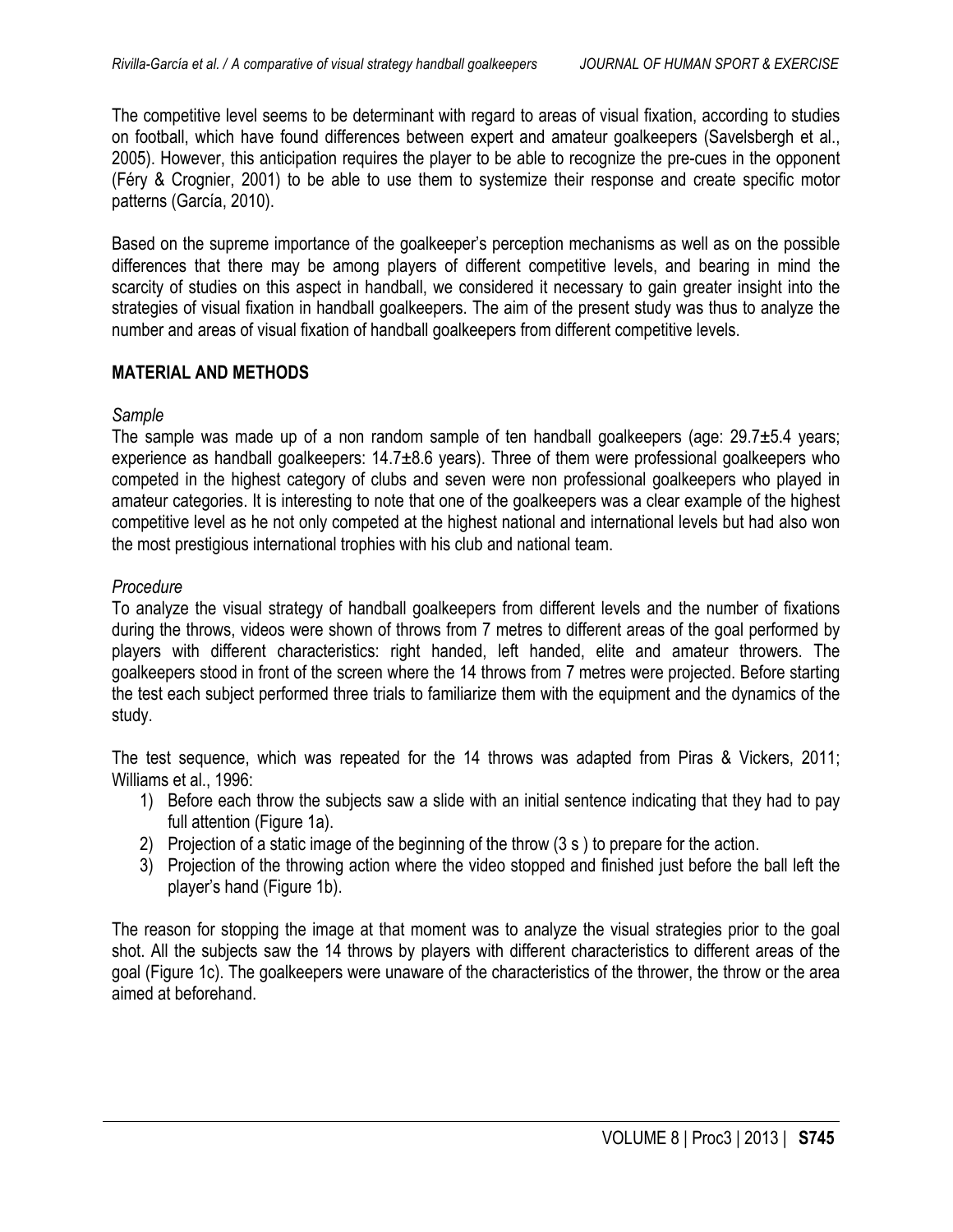The competitive level seems to be determinant with regard to areas of visual fixation, according to studies on football, which have found differences between expert and amateur goalkeepers (Savelsbergh et al., 2005). However, this anticipation requires the player to be able to recognize the pre-cues in the opponent (Féry & Crognier, 2001) to be able to use them to systemize their response and create specific motor patterns (García, 2010).

Based on the supreme importance of the goalkeeper's perception mechanisms as well as on the possible differences that there may be among players of different competitive levels, and bearing in mind the scarcity of studies on this aspect in handball, we considered it necessary to gain greater insight into the strategies of visual fixation in handball goalkeepers. The aim of the present study was thus to analyze the number and areas of visual fixation of handball goalkeepers from different competitive levels.

## MATERIAL AND METHODS

*Sample*

The sample was made up of a non random sample of ten handball goalkeepers (age: 29.7±5.4 years; experience as handball goalkeepers: 14.7±8.6 years). Three of them were professional goalkeepers who competed in the highest category of clubs and seven were non professional goalkeepers who played in amateur categories. It is interesting to note that one of the goalkeepers was a clear example of the highest competitive level as he not only competed at the highest national and international levels but had also won the most prestigious international trophies with his club and national team.

*Procedure*

To analyze the visual strategy of handball goalkeepers from different levels and the number of fixations during the throws, videos were shown of throws from 7 metres to different areas of the goal performed by players with different characteristics: right handed, left handed, elite and amateur throwers. The goalkeepers stood in front of the screen where the 14 throws from 7 metres were projected. Before starting the test each subject performed three trials to familiarize them with the equipment and the dynamics of the study.

The test sequence, which was repeated for the 14 throws was adapted from Piras & Vickers, 2011; Williams et al., 1996:

1) Before each throw the subjects saw a slide with an initial sentence indicating that they had to pay full attention (Figure 1a).
2) Projection of a static image of the beginning of the throw (3 s ) to prepare for the action.
3) Projection of the throwing action where the video stopped and finished just before the ball left the player's hand (Figure 1b).

The reason for stopping the image at that moment was to analyze the visual strategies prior to the goal shot. All the subjects saw the 14 throws by players with different characteristics to different areas of the goal (Figure 1c). The goalkeepers were unaware of the characteristics of the thrower, the throw or the area aimed at beforehand.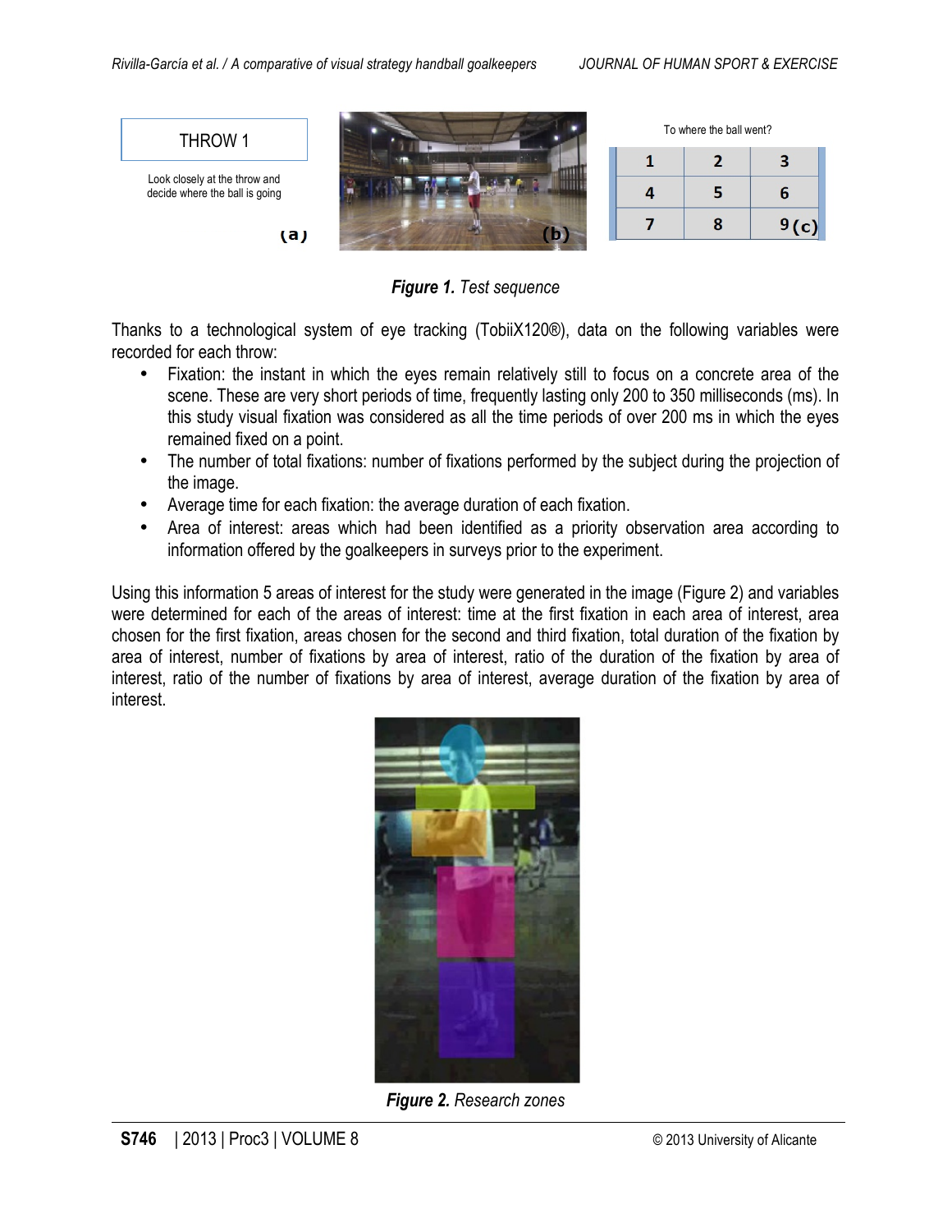THROW 1

Look closely at the throw and decide where the ball is going

(a)

(b)

To where the ball went?

| 1 | 2 | 3 |
|---|---|---|
| 4 | 5 | 6 |
| 7 | 8 | 9 (c) |

***Figure 1.*** *Test sequence*

Thanks to a technological system of eye tracking (TobiiX120®), data on the following variables were recorded for each throw:

- Fixation: the instant in which the eyes remain relatively still to focus on a concrete area of the scene. These are very short periods of time, frequently lasting only 200 to 350 milliseconds (ms). In this study visual fixation was considered as all the time periods of over 200 ms in which the eyes remained fixed on a point.
- The number of total fixations: number of fixations performed by the subject during the projection of the image.
- Average time for each fixation: the average duration of each fixation.
- Area of interest: areas which had been identified as a priority observation area according to information offered by the goalkeepers in surveys prior to the experiment.

Using this information 5 areas of interest for the study were generated in the image (Figure 2) and variables were determined for each of the areas of interest: time at the first fixation in each area of interest, area chosen for the first fixation, areas chosen for the second and third fixation, total duration of the fixation by area of interest, number of fixations by area of interest, ratio of the duration of the fixation by area of interest, ratio of the number of fixations by area of interest, average duration of the fixation by area of interest.

***Figure 2.*** *Research zones*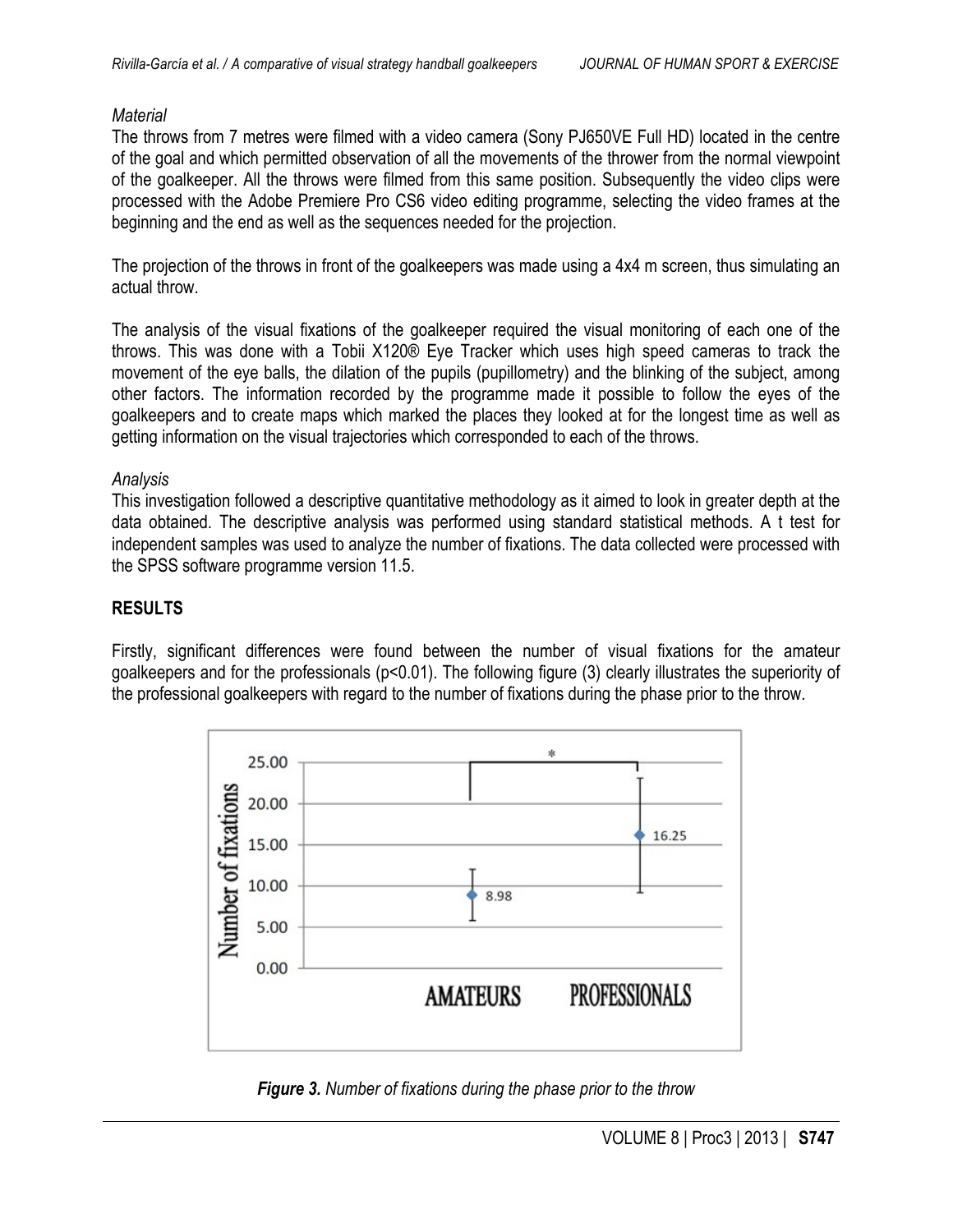*Material*
The throws from 7 metres were filmed with a video camera (Sony PJ650VE Full HD) located in the centre of the goal and which permitted observation of all the movements of the thrower from the normal viewpoint of the goalkeeper. All the throws were filmed from this same position. Subsequently the video clips were processed with the Adobe Premiere Pro CS6 video editing programme, selecting the video frames at the beginning and the end as well as the sequences needed for the projection.

The projection of the throws in front of the goalkeepers was made using a 4x4 m screen, thus simulating an actual throw.

The analysis of the visual fixations of the goalkeeper required the visual monitoring of each one of the throws. This was done with a Tobii X120® Eye Tracker which uses high speed cameras to track the movement of the eye balls, the dilation of the pupils (pupillometry) and the blinking of the subject, among other factors. The information recorded by the programme made it possible to follow the eyes of the goalkeepers and to create maps which marked the places they looked at for the longest time as well as getting information on the visual trajectories which corresponded to each of the throws.

*Analysis*
This investigation followed a descriptive quantitative methodology as it aimed to look in greater depth at the data obtained. The descriptive analysis was performed using standard statistical methods. A t test for independent samples was used to analyze the number of fixations. The data collected were processed with the SPSS software programme version 11.5.

## RESULTS

Firstly, significant differences were found between the number of visual fixations for the amateur goalkeepers and for the professionals ($p<0.01$). The following figure (3) clearly illustrates the superiority of the professional goalkeepers with regard to the number of fixations during the phase prior to the throw.

***Figure 3.*** *Number of fixations during the phase prior to the throw*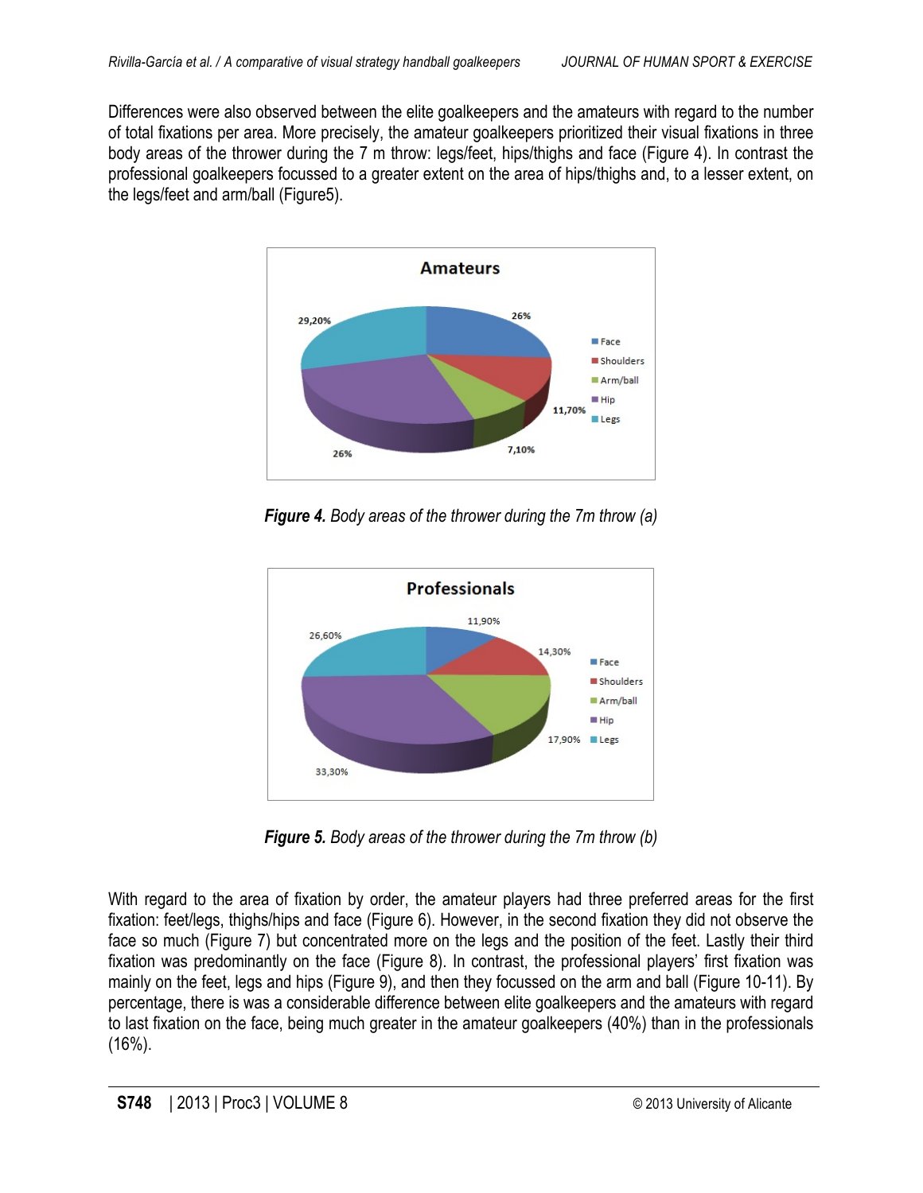Differences were also observed between the elite goalkeepers and the amateurs with regard to the number of total fixations per area. More precisely, the amateur goalkeepers prioritized their visual fixations in three body areas of the thrower during the 7 m throw: legs/feet, hips/thighs and face (Figure 4). In contrast the professional goalkeepers focussed to a greater extent on the area of hips/thighs and, to a lesser extent, on the legs/feet and arm/ball (Figure5).

***Figure 4.*** *Body areas of the thrower during the 7m throw (a)*

***Figure 5.*** *Body areas of the thrower during the 7m throw (b)*

With regard to the area of fixation by order, the amateur players had three preferred areas for the first fixation: feet/legs, thighs/hips and face (Figure 6). However, in the second fixation they did not observe the face so much (Figure 7) but concentrated more on the legs and the position of the feet. Lastly their third fixation was predominantly on the face (Figure 8). In contrast, the professional players' first fixation was mainly on the feet, legs and hips (Figure 9), and then they focussed on the arm and ball (Figure 10-11). By percentage, there is was a considerable difference between elite goalkeepers and the amateurs with regard to last fixation on the face, being much greater in the amateur goalkeepers (40%) than in the professionals (16%).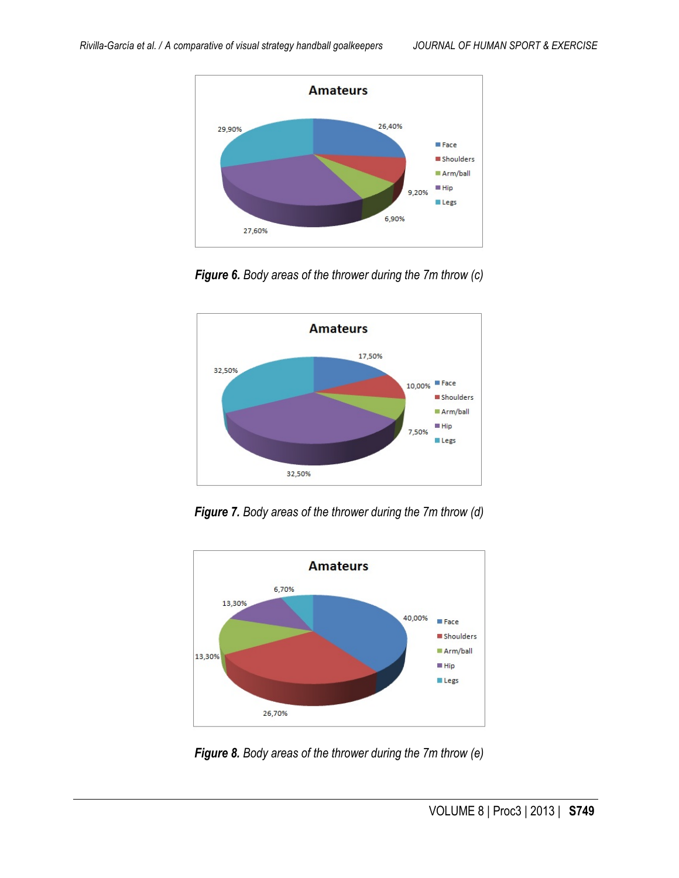***Figure 6.*** *Body areas of the thrower during the 7m throw (c)*

***Figure 7.*** *Body areas of the thrower during the 7m throw (d)*

***Figure 8.*** *Body areas of the thrower during the 7m throw (e)*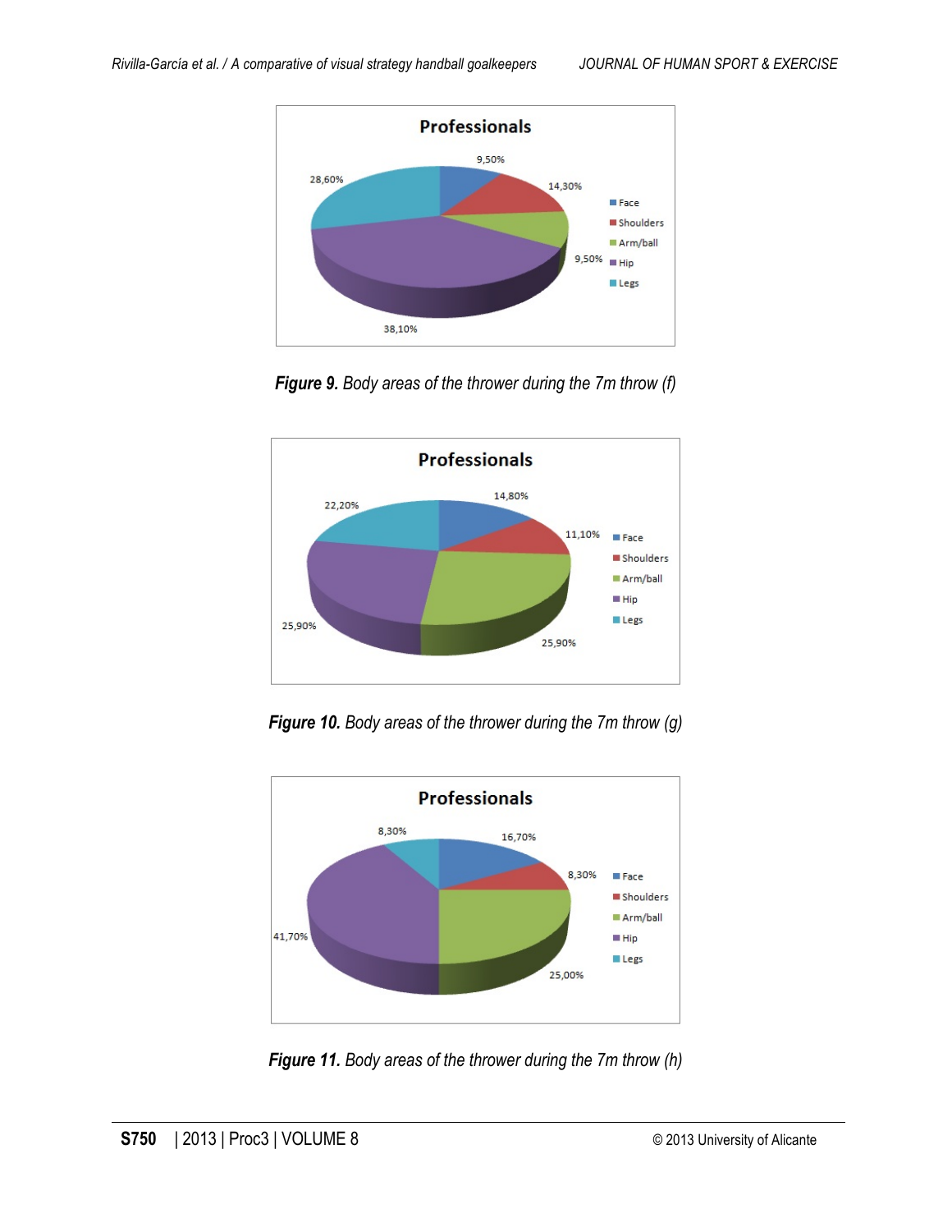**Figure 9.** *Body areas of the thrower during the 7m throw (f)*

**Figure 10.** *Body areas of the thrower during the 7m throw (g)*

**Figure 11.** *Body areas of the thrower during the 7m throw (h)*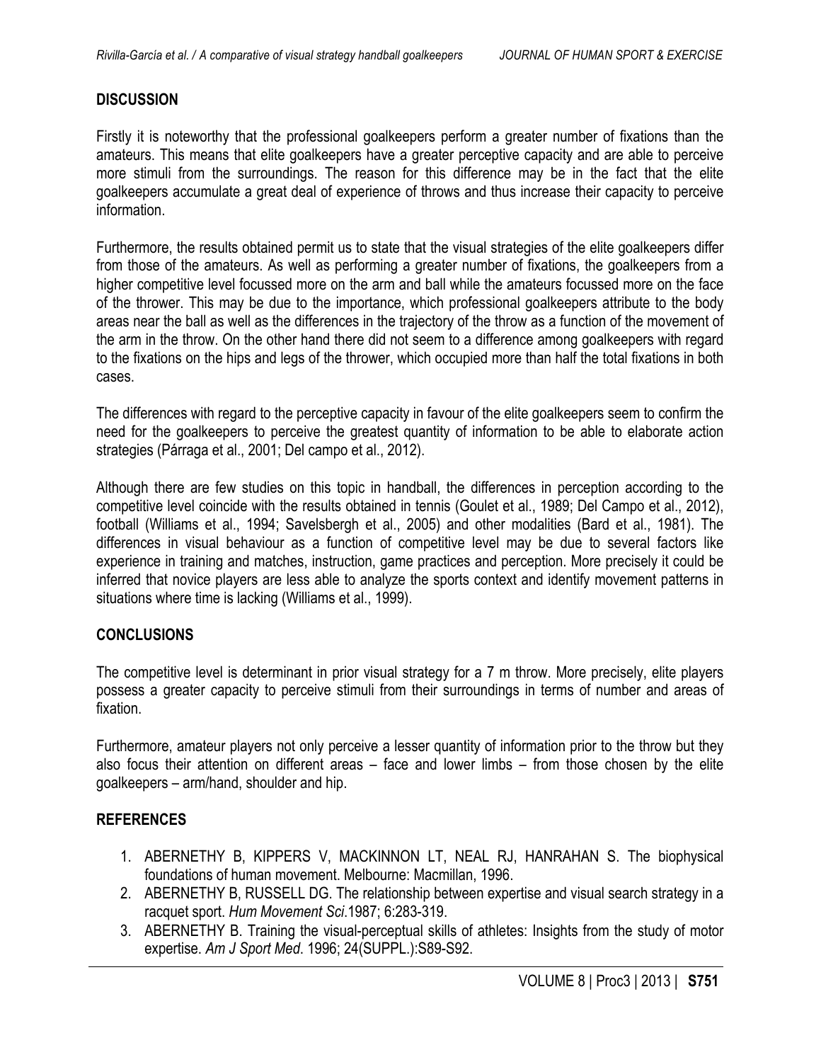## DISCUSSION

Firstly it is noteworthy that the professional goalkeepers perform a greater number of fixations than the amateurs. This means that elite goalkeepers have a greater perceptive capacity and are able to perceive more stimuli from the surroundings. The reason for this difference may be in the fact that the elite goalkeepers accumulate a great deal of experience of throws and thus increase their capacity to perceive information.

Furthermore, the results obtained permit us to state that the visual strategies of the elite goalkeepers differ from those of the amateurs. As well as performing a greater number of fixations, the goalkeepers from a higher competitive level focussed more on the arm and ball while the amateurs focussed more on the face of the thrower. This may be due to the importance, which professional goalkeepers attribute to the body areas near the ball as well as the differences in the trajectory of the throw as a function of the movement of the arm in the throw. On the other hand there did not seem to a difference among goalkeepers with regard to the fixations on the hips and legs of the thrower, which occupied more than half the total fixations in both cases.

The differences with regard to the perceptive capacity in favour of the elite goalkeepers seem to confirm the need for the goalkeepers to perceive the greatest quantity of information to be able to elaborate action strategies (Párraga et al., 2001; Del campo et al., 2012).

Although there are few studies on this topic in handball, the differences in perception according to the competitive level coincide with the results obtained in tennis (Goulet et al., 1989; Del Campo et al., 2012), football (Williams et al., 1994; Savelsbergh et al., 2005) and other modalities (Bard et al., 1981). The differences in visual behaviour as a function of competitive level may be due to several factors like experience in training and matches, instruction, game practices and perception. More precisely it could be inferred that novice players are less able to analyze the sports context and identify movement patterns in situations where time is lacking (Williams et al., 1999).

## CONCLUSIONS

The competitive level is determinant in prior visual strategy for a 7 m throw. More precisely, elite players possess a greater capacity to perceive stimuli from their surroundings in terms of number and areas of fixation.

Furthermore, amateur players not only perceive a lesser quantity of information prior to the throw but they also focus their attention on different areas – face and lower limbs – from those chosen by the elite goalkeepers – arm/hand, shoulder and hip.

## REFERENCES

1. ABERNETHY B, KIPPERS V, MACKINNON LT, NEAL RJ, HANRAHAN S. The biophysical foundations of human movement. Melbourne: Macmillan, 1996.
2. ABERNETHY B, RUSSELL DG. The relationship between expertise and visual search strategy in a racquet sport. *Hum Movement Sci*.1987; 6:283-319.
3. ABERNETHY B. Training the visual-perceptual skills of athletes: Insights from the study of motor expertise. *Am J Sport Med*. 1996; 24(SUPPL.):S89-S92.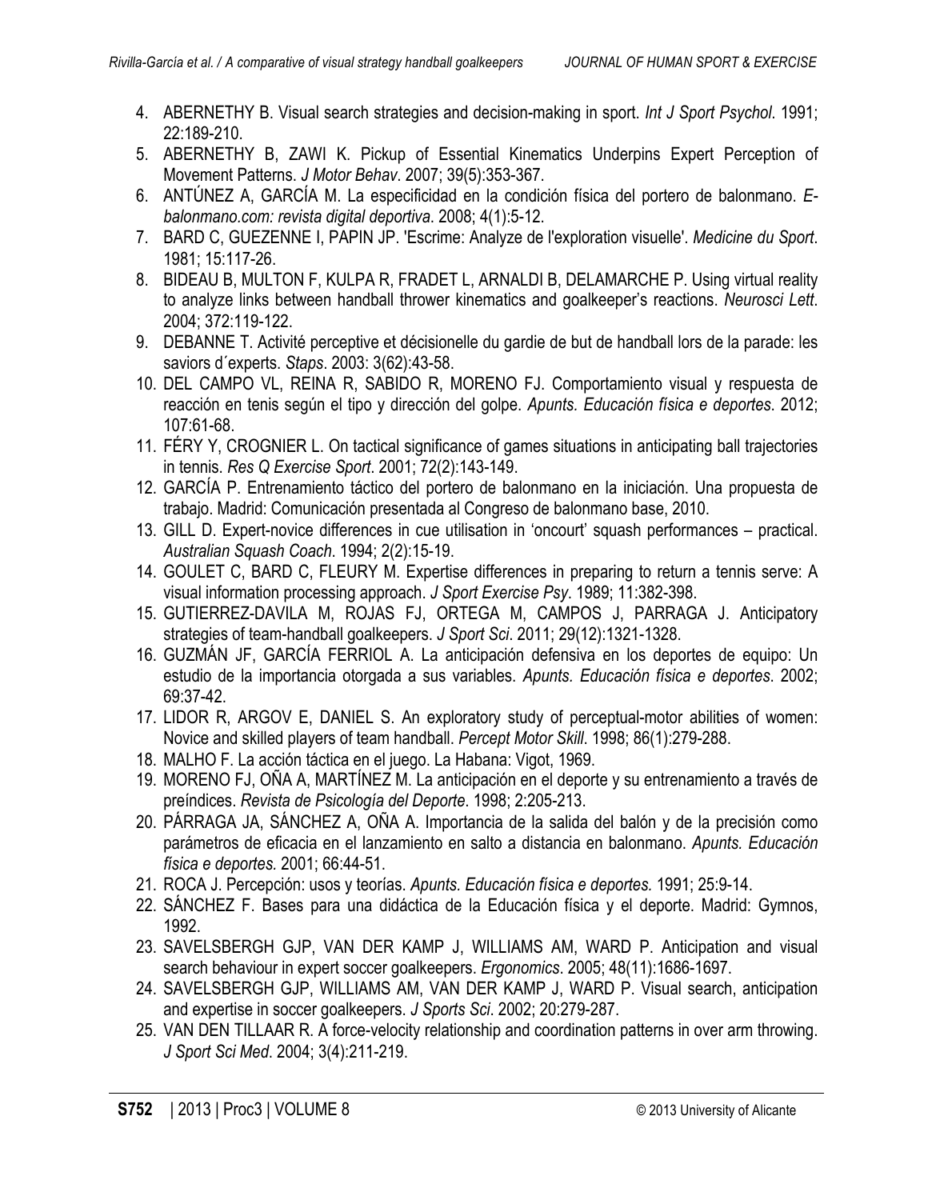4. ABERNETHY B. Visual search strategies and decision-making in sport. *Int J Sport Psychol*. 1991; 22:189-210.
5. ABERNETHY B, ZAWI K. Pickup of Essential Kinematics Underpins Expert Perception of Movement Patterns. *J Motor Behav*. 2007; 39(5):353-367.
6. ANTÚNEZ A, GARCÍA M. La especificidad en la condición física del portero de balonmano. *E-balonmano.com: revista digital deportiva*. 2008; 4(1):5-12.
7. BARD C, GUEZENNE I, PAPIN JP. 'Escrime: Analyze de l'exploration visuelle'. *Medicine du Sport*. 1981; 15:117-26.
8. BIDEAU B, MULTON F, KULPA R, FRADET L, ARNALDI B, DELAMARCHE P. Using virtual reality to analyze links between handball thrower kinematics and goalkeeper's reactions. *Neurosci Lett*. 2004; 372:119-122.
9. DEBANNE T. Activité perceptive et décisionelle du gardie de but de handball lors de la parade: les saviors d´experts. *Staps*. 2003: 3(62):43-58.
10. DEL CAMPO VL, REINA R, SABIDO R, MORENO FJ. Comportamiento visual y respuesta de reacción en tenis según el tipo y dirección del golpe. *Apunts. Educación física e deportes*. 2012; 107:61-68.
11. FÉRY Y, CROGNIER L. On tactical significance of games situations in anticipating ball trajectories in tennis. *Res Q Exercise Sport*. 2001; 72(2):143-149.
12. GARCÍA P. Entrenamiento táctico del portero de balonmano en la iniciación. Una propuesta de trabajo. Madrid: Comunicación presentada al Congreso de balonmano base, 2010.
13. GILL D. Expert-novice differences in cue utilisation in 'oncourt' squash performances – practical. *Australian Squash Coach*. 1994; 2(2):15-19.
14. GOULET C, BARD C, FLEURY M. Expertise differences in preparing to return a tennis serve: A visual information processing approach. *J Sport Exercise Psy*. 1989; 11:382-398.
15. GUTIERREZ-DAVILA M, ROJAS FJ, ORTEGA M, CAMPOS J, PARRAGA J. Anticipatory strategies of team-handball goalkeepers. *J Sport Sci*. 2011; 29(12):1321-1328.
16. GUZMÁN JF, GARCÍA FERRIOL A. La anticipación defensiva en los deportes de equipo: Un estudio de la importancia otorgada a sus variables. *Apunts. Educación física e deportes*. 2002; 69:37-42.
17. LIDOR R, ARGOV E, DANIEL S. An exploratory study of perceptual-motor abilities of women: Novice and skilled players of team handball. *Percept Motor Skill*. 1998; 86(1):279-288.
18. MALHO F. La acción táctica en el juego. La Habana: Vigot, 1969.
19. MORENO FJ, OÑA A, MARTÍNEZ M. La anticipación en el deporte y su entrenamiento a través de preíndices. *Revista de Psicología del Deporte*. 1998; 2:205-213.
20. PÁRRAGA JA, SÁNCHEZ A, OÑA A. Importancia de la salida del balón y de la precisión como parámetros de eficacia en el lanzamiento en salto a distancia en balonmano. *Apunts. Educación física e deportes.* 2001; 66:44-51.
21. ROCA J. Percepción: usos y teorías. *Apunts. Educación física e deportes.* 1991; 25:9-14.
22. SÁNCHEZ F. Bases para una didáctica de la Educación física y el deporte. Madrid: Gymnos, 1992.
23. SAVELSBERGH GJP, VAN DER KAMP J, WILLIAMS AM, WARD P. Anticipation and visual search behaviour in expert soccer goalkeepers. *Ergonomics*. 2005; 48(11):1686-1697.
24. SAVELSBERGH GJP, WILLIAMS AM, VAN DER KAMP J, WARD P. Visual search, anticipation and expertise in soccer goalkeepers. *J Sports Sci*. 2002; 20:279-287.
25. VAN DEN TILLAAR R. A force-velocity relationship and coordination patterns in over arm throwing. *J Sport Sci Med*. 2004; 3(4):211-219.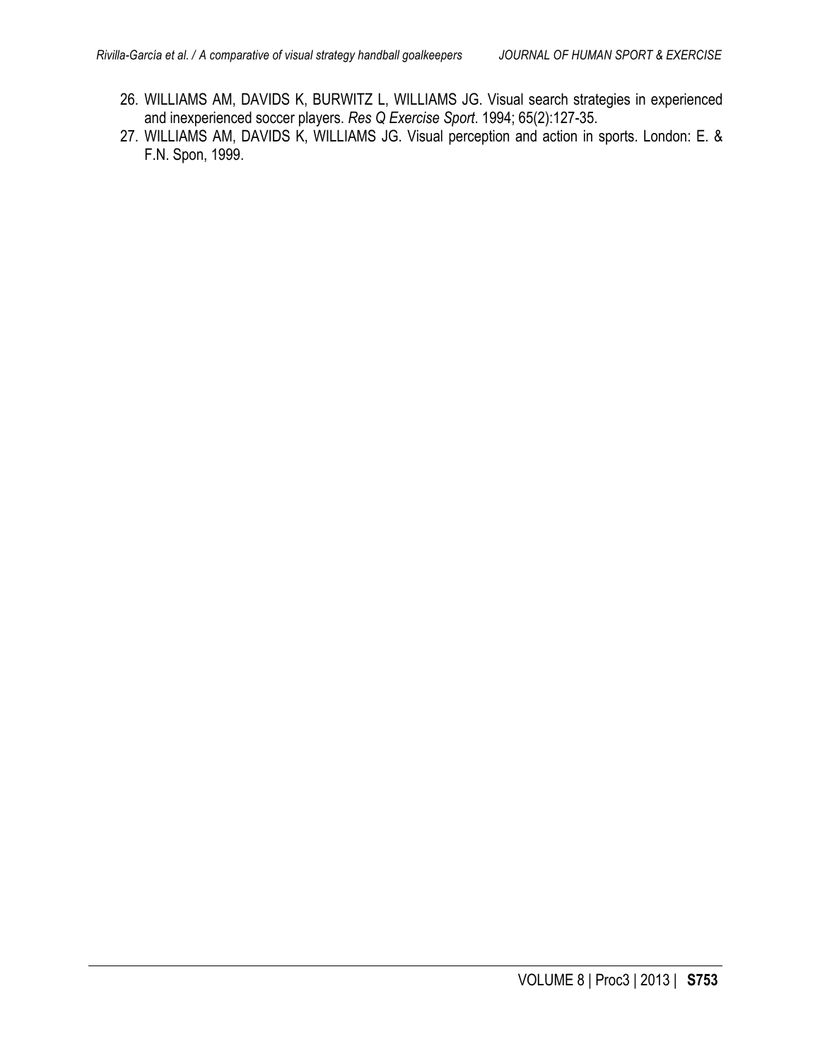26. WILLIAMS AM, DAVIDS K, BURWITZ L, WILLIAMS JG. Visual search strategies in experienced and inexperienced soccer players. *Res Q Exercise Sport*. 1994; 65(2):127-35.
27. WILLIAMS AM, DAVIDS K, WILLIAMS JG. Visual perception and action in sports. London: E. & F.N. Spon, 1999.